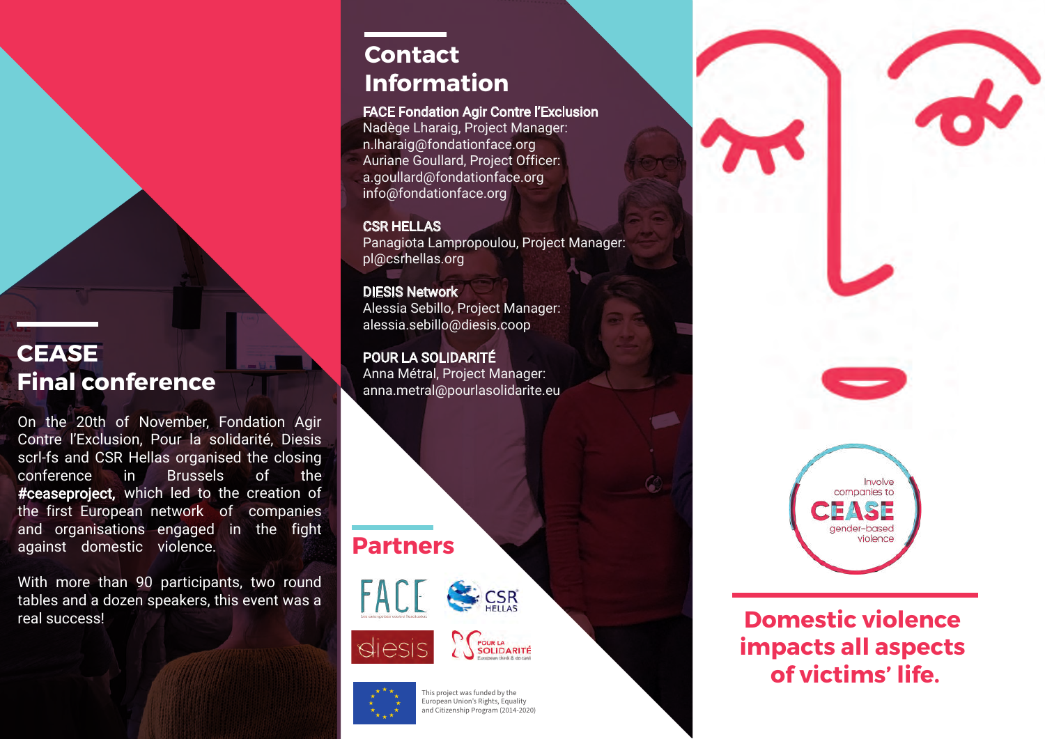## CEASE Final conference

On the 20th of November, Fondation Agir Contre l'Exclusion, Pour la solidarité, Diesis scrl-fs and CSR Hellas organised the closing conference in Brussels of the **#ceaseproject,** which led to the creation of the first European network of companies and organisations engaged in the fight against domestic violence.

With more than 90 participants, two round tables and a dozen speakers, this event was a real success!

## Contact Information

**FACE Fondation Agir Contre l'Exclusion**
Nadège Lharaig, Project Manager:
n.lharaig@fondationface.org
Auriane Goullard, Project Officer:
a.goullard@fondationface.org
info@fondationface.org

**CSR HELLAS**
Panagiota Lampropoulou, Project Manager:
pl@csrhellas.org

**DIESIS Network**
Alessia Sebillo, Project Manager:
alessia.sebillo@diesis.coop

**POUR LA SOLIDARITÉ**
Anna Métral, Project Manager:
anna.metral@pourlasolidarite.eu

## Partners

FACE
CSR HELLAS
diesis
POUR LA SOLIDARITÉ

This project was funded by the European Union's Rights, Equality and Citizenship Program (2014-2020)

Involve companies to CEASE gender-based violence

## Domestic violence impacts all aspects of victims' life.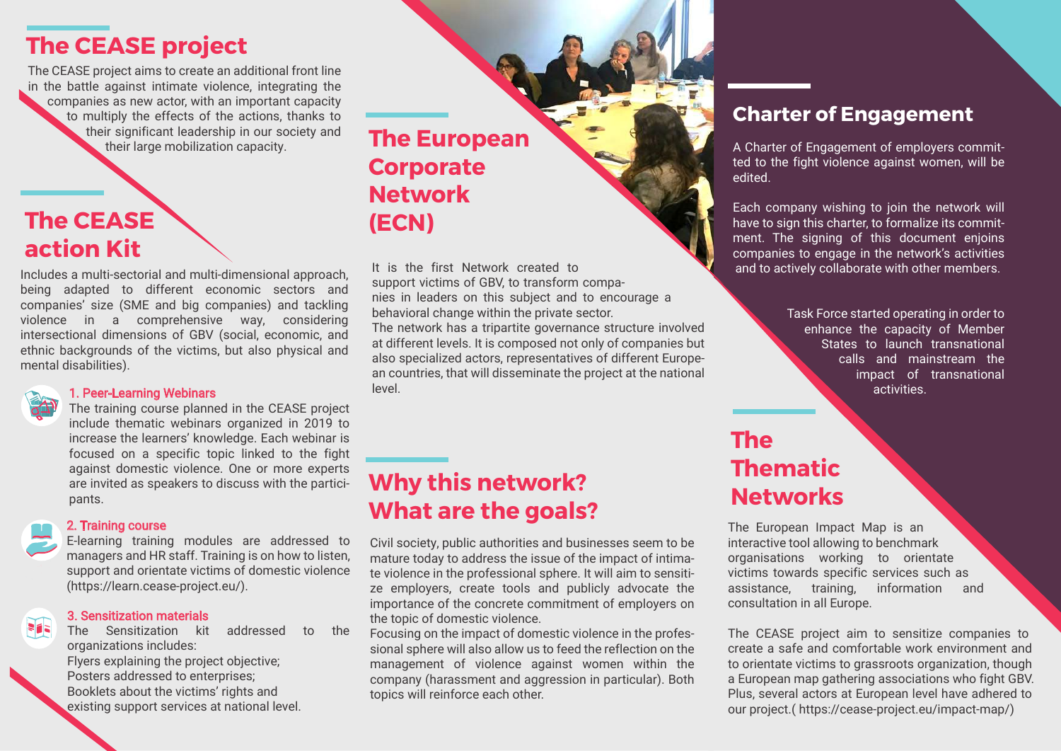## The CEASE project

The CEASE project aims to create an additional front line in the battle against intimate violence, integrating the companies as new actor, with an important capacity to multiply the effects of the actions, thanks to their significant leadership in our society and their large mobilization capacity.

## The CEASE action Kit

Includes a multi-sectorial and multi-dimensional approach, being adapted to different economic sectors and companies' size (SME and big companies) and tackling violence in a comprehensive way, considering intersectional dimensions of GBV (social, economic, and ethnic backgrounds of the victims, but also physical and mental disabilities).

### 1. Peer-Learning Webinars

The training course planned in the CEASE project include thematic webinars organized in 2019 to increase the learners' knowledge. Each webinar is focused on a specific topic linked to the fight against domestic violence. One or more experts are invited as speakers to discuss with the participants.

### 2. Training course

E-learning training modules are addressed to managers and HR staff. Training is on how to listen, support and orientate victims of domestic violence (https://learn.cease-project.eu/).

### 3. Sensitization materials

The Sensitization kit addressed to the organizations includes:
Flyers explaining the project objective;
Posters addressed to enterprises;
Booklets about the victims' rights and existing support services at national level.

## The European Corporate Network (ECN)

It is the first Network created to support victims of GBV, to transform companies in leaders on this subject and to encourage a behavioral change within the private sector.
The network has a tripartite governance structure involved at different levels. It is composed not only of companies but also specialized actors, representatives of different European countries, that will disseminate the project at the national level.

## Why this network? What are the goals?

Civil society, public authorities and businesses seem to be mature today to address the issue of the impact of intimate violence in the professional sphere. It will aim to sensitize employers, create tools and publicly advocate the importance of the concrete commitment of employers on the topic of domestic violence.
Focusing on the impact of domestic violence in the professional sphere will also allow us to feed the reflection on the management of violence against women within the company (harassment and aggression in particular). Both topics will reinforce each other.

## Charter of Engagement

A Charter of Engagement of employers committed to the fight violence against women, will be edited.

Each company wishing to join the network will have to sign this charter, to formalize its commitment. The signing of this document enjoins companies to engage in the network's activities and to actively collaborate with other members.

Task Force started operating in order to enhance the capacity of Member States to launch transnational calls and mainstream the impact of transnational activities.

## The Thematic Networks

The European Impact Map is an interactive tool allowing to benchmark organisations working to orientate victims towards specific services such as assistance, training, information and consultation in all Europe.

The CEASE project aim to sensitize companies to create a safe and comfortable work environment and to orientate victims to grassroots organization, though a European map gathering associations who fight GBV. Plus, several actors at European level have adhered to our project.( https://cease-project.eu/impact-map/)